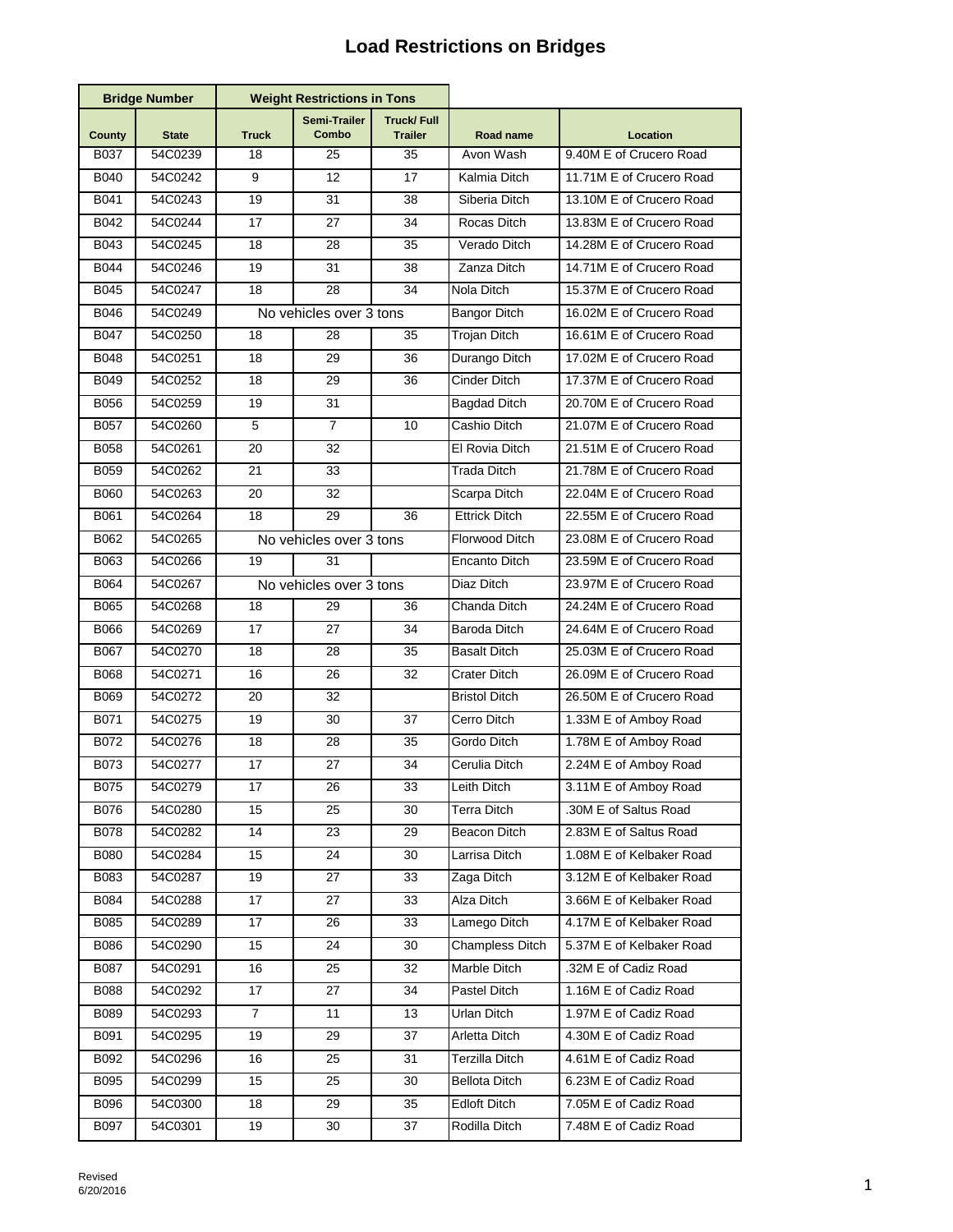# Load Restrictions on Bridges

| Bridge Number | | Weight Restrictions in Tons | | | | |
|---|---|---|---|---|---|---|
| County | State | Truck | Semi-Trailer Combo | Truck/ Full Trailer | Road name | Location |
| B037 | 54C0239 | 18 | 25 | 35 | Avon Wash | 9.40M E of Crucero Road |
| B040 | 54C0242 | 9 | 12 | 17 | Kalmia Ditch | 11.71M E of Crucero Road |
| B041 | 54C0243 | 19 | 31 | 38 | Siberia Ditch | 13.10M E of Crucero Road |
| B042 | 54C0244 | 17 | 27 | 34 | Rocas Ditch | 13.83M E of Crucero Road |
| B043 | 54C0245 | 18 | 28 | 35 | Verado Ditch | 14.28M E of Crucero Road |
| B044 | 54C0246 | 19 | 31 | 38 | Zanza Ditch | 14.71M E of Crucero Road |
| B045 | 54C0247 | 18 | 28 | 34 | Nola Ditch | 15.37M E of Crucero Road |
| B046 | 54C0249 | No vehicles over 3 tons | | | Bangor Ditch | 16.02M E of Crucero Road |
| B047 | 54C0250 | 18 | 28 | 35 | Trojan Ditch | 16.61M E of Crucero Road |
| B048 | 54C0251 | 18 | 29 | 36 | Durango Ditch | 17.02M E of Crucero Road |
| B049 | 54C0252 | 18 | 29 | 36 | Cinder Ditch | 17.37M E of Crucero Road |
| B056 | 54C0259 | 19 | 31 | | Bagdad Ditch | 20.70M E of Crucero Road |
| B057 | 54C0260 | 5 | 7 | 10 | Cashio Ditch | 21.07M E of Crucero Road |
| B058 | 54C0261 | 20 | 32 | | El Rovia Ditch | 21.51M E of Crucero Road |
| B059 | 54C0262 | 21 | 33 | | Trada Ditch | 21.78M E of Crucero Road |
| B060 | 54C0263 | 20 | 32 | | Scarpa Ditch | 22.04M E of Crucero Road |
| B061 | 54C0264 | 18 | 29 | 36 | Ettrick Ditch | 22.55M E of Crucero Road |
| B062 | 54C0265 | No vehicles over 3 tons | | | Florwood Ditch | 23.08M E of Crucero Road |
| B063 | 54C0266 | 19 | 31 | | Encanto Ditch | 23.59M E of Crucero Road |
| B064 | 54C0267 | No vehicles over 3 tons | | | Diaz Ditch | 23.97M E of Crucero Road |
| B065 | 54C0268 | 18 | 29 | 36 | Chanda Ditch | 24.24M E of Crucero Road |
| B066 | 54C0269 | 17 | 27 | 34 | Baroda Ditch | 24.64M E of Crucero Road |
| B067 | 54C0270 | 18 | 28 | 35 | Basalt Ditch | 25.03M E of Crucero Road |
| B068 | 54C0271 | 16 | 26 | 32 | Crater Ditch | 26.09M E of Crucero Road |
| B069 | 54C0272 | 20 | 32 | | Bristol Ditch | 26.50M E of Crucero Road |
| B071 | 54C0275 | 19 | 30 | 37 | Cerro Ditch | 1.33M E of Amboy Road |
| B072 | 54C0276 | 18 | 28 | 35 | Gordo Ditch | 1.78M E of Amboy Road |
| B073 | 54C0277 | 17 | 27 | 34 | Cerulia Ditch | 2.24M E of Amboy Road |
| B075 | 54C0279 | 17 | 26 | 33 | Leith Ditch | 3.11M E of Amboy Road |
| B076 | 54C0280 | 15 | 25 | 30 | Terra Ditch | .30M E of Saltus Road |
| B078 | 54C0282 | 14 | 23 | 29 | Beacon Ditch | 2.83M E of Saltus Road |
| B080 | 54C0284 | 15 | 24 | 30 | Larrisa Ditch | 1.08M E of Kelbaker Road |
| B083 | 54C0287 | 19 | 27 | 33 | Zaga Ditch | 3.12M E of Kelbaker Road |
| B084 | 54C0288 | 17 | 27 | 33 | Alza Ditch | 3.66M E of Kelbaker Road |
| B085 | 54C0289 | 17 | 26 | 33 | Lamego Ditch | 4.17M E of Kelbaker Road |
| B086 | 54C0290 | 15 | 24 | 30 | Champless Ditch | 5.37M E of Kelbaker Road |
| B087 | 54C0291 | 16 | 25 | 32 | Marble Ditch | .32M E of Cadiz Road |
| B088 | 54C0292 | 17 | 27 | 34 | Pastel Ditch | 1.16M E of Cadiz Road |
| B089 | 54C0293 | 7 | 11 | 13 | Urlan Ditch | 1.97M E of Cadiz Road |
| B091 | 54C0295 | 19 | 29 | 37 | Arletta Ditch | 4.30M E of Cadiz Road |
| B092 | 54C0296 | 16 | 25 | 31 | Terzilla Ditch | 4.61M E of Cadiz Road |
| B095 | 54C0299 | 15 | 25 | 30 | Bellota Ditch | 6.23M E of Cadiz Road |
| B096 | 54C0300 | 18 | 29 | 35 | Edloft Ditch | 7.05M E of Cadiz Road |
| B097 | 54C0301 | 19 | 30 | 37 | Rodilla Ditch | 7.48M E of Cadiz Road |

Revised
6/20/2016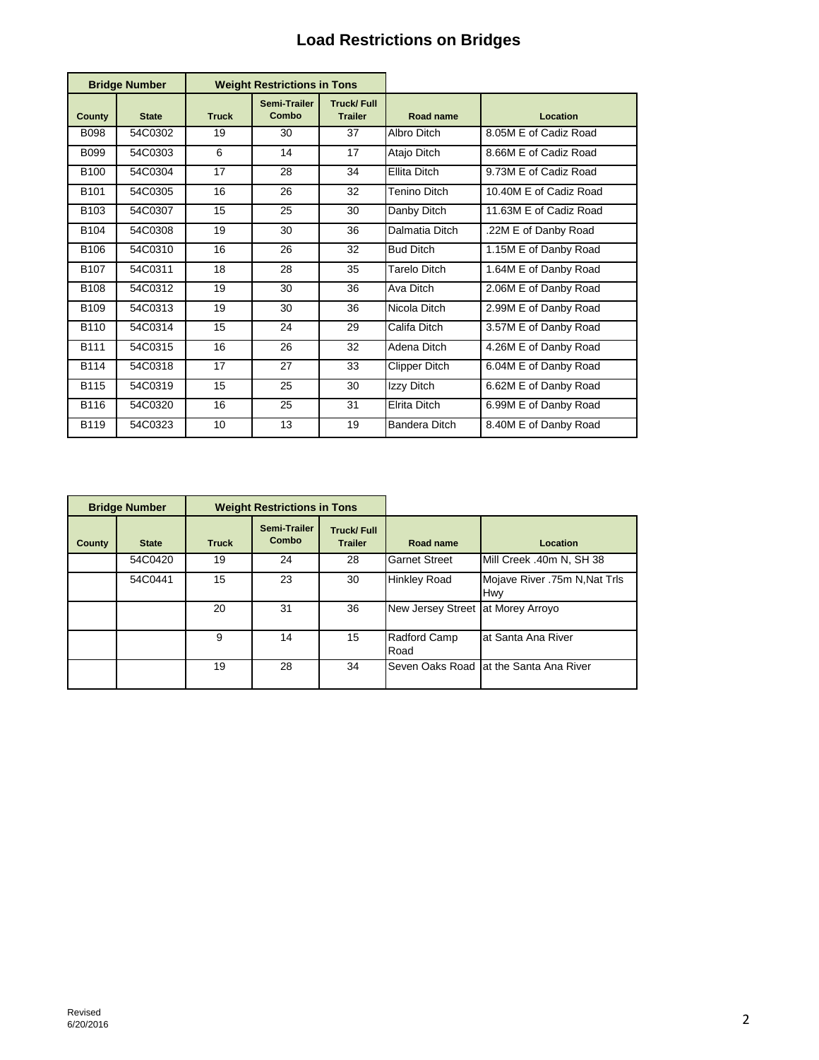# Load Restrictions on Bridges

| Bridge Number | | Weight Restrictions in Tons | | | | |
|---|---|---|---|---|---|---|
| County | State | Truck | Semi-Trailer Combo | Truck/ Full Trailer | Road name | Location |
| B098 | 54C0302 | 19 | 30 | 37 | Albro Ditch | 8.05M E of Cadiz Road |
| B099 | 54C0303 | 6 | 14 | 17 | Atajo Ditch | 8.66M E of Cadiz Road |
| B100 | 54C0304 | 17 | 28 | 34 | Ellita Ditch | 9.73M E of Cadiz Road |
| B101 | 54C0305 | 16 | 26 | 32 | Tenino Ditch | 10.40M E of Cadiz Road |
| B103 | 54C0307 | 15 | 25 | 30 | Danby Ditch | 11.63M E of Cadiz Road |
| B104 | 54C0308 | 19 | 30 | 36 | Dalmatia Ditch | .22M E of Danby Road |
| B106 | 54C0310 | 16 | 26 | 32 | Bud Ditch | 1.15M E of Danby Road |
| B107 | 54C0311 | 18 | 28 | 35 | Tarelo Ditch | 1.64M E of Danby Road |
| B108 | 54C0312 | 19 | 30 | 36 | Ava Ditch | 2.06M E of Danby Road |
| B109 | 54C0313 | 19 | 30 | 36 | Nicola Ditch | 2.99M E of Danby Road |
| B110 | 54C0314 | 15 | 24 | 29 | Califa Ditch | 3.57M E of Danby Road |
| B111 | 54C0315 | 16 | 26 | 32 | Adena Ditch | 4.26M E of Danby Road |
| B114 | 54C0318 | 17 | 27 | 33 | Clipper Ditch | 6.04M E of Danby Road |
| B115 | 54C0319 | 15 | 25 | 30 | Izzy Ditch | 6.62M E of Danby Road |
| B116 | 54C0320 | 16 | 25 | 31 | Elrita Ditch | 6.99M E of Danby Road |
| B119 | 54C0323 | 10 | 13 | 19 | Bandera Ditch | 8.40M E of Danby Road |

| Bridge Number | | Weight Restrictions in Tons | | | | |
|---|---|---|---|---|---|---|
| County | State | Truck | Semi-Trailer Combo | Truck/ Full Trailer | Road name | Location |
| | 54C0420 | 19 | 24 | 28 | Garnet Street | Mill Creek .40m N, SH 38 |
| | 54C0441 | 15 | 23 | 30 | Hinkley Road | Mojave River .75m N,Nat Trls Hwy |
| | | 20 | 31 | 36 | New Jersey Street | at Morey Arroyo |
| | | 9 | 14 | 15 | Radford Camp Road | at Santa Ana River |
| | | 19 | 28 | 34 | Seven Oaks Road | at the Santa Ana River |

Revised
6/20/2016